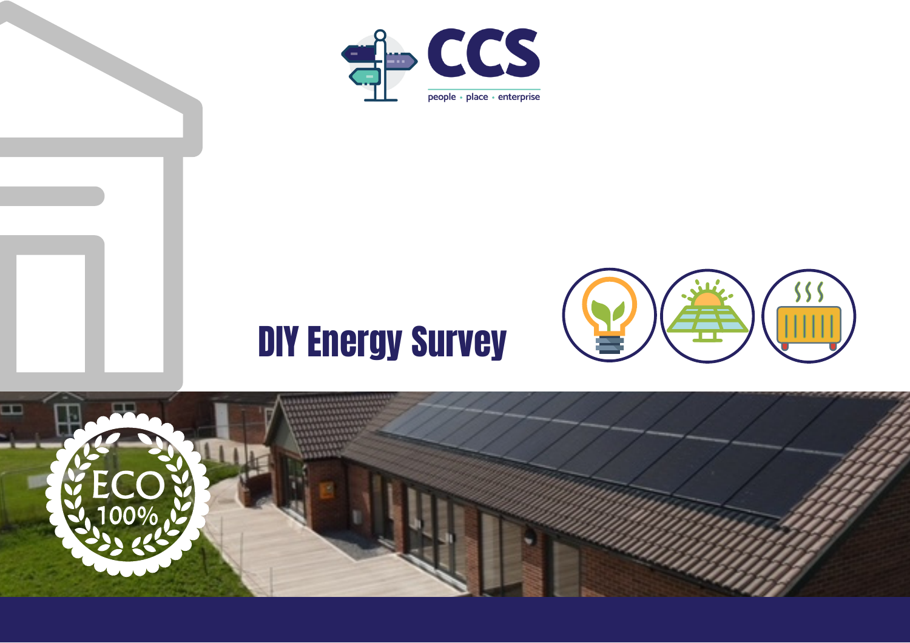CCS

people • place • enterprise

# DIY Energy Survey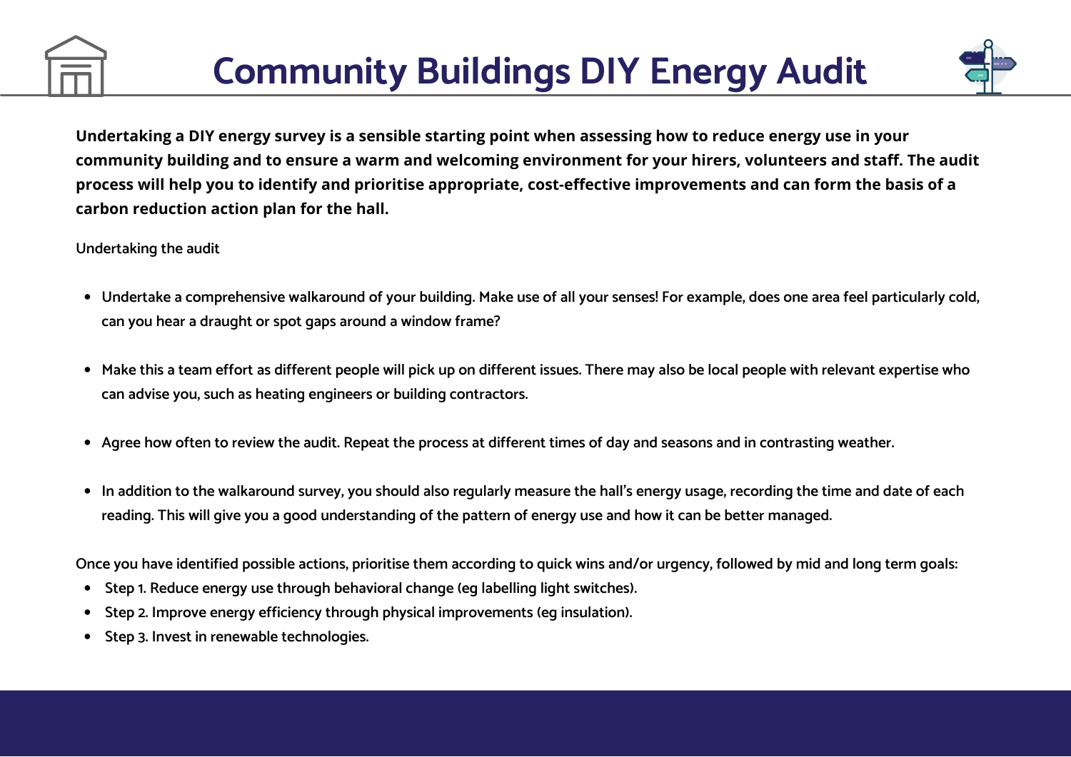# Community Buildings DIY Energy Audit

**Undertaking a DIY energy survey is a sensible starting point when assessing how to reduce energy use in your community building and to ensure a warm and welcoming environment for your hirers, volunteers and staff. The audit process will help you to identify and prioritise appropriate, cost-effective improvements and can form the basis of a carbon reduction action plan for the hall.**

Undertaking the audit

- Undertake a comprehensive walkaround of your building. Make use of all your senses! For example, does one area feel particularly cold, can you hear a draught or spot gaps around a window frame?
- Make this a team effort as different people will pick up on different issues. There may also be local people with relevant expertise who can advise you, such as heating engineers or building contractors.
- Agree how often to review the audit. Repeat the process at different times of day and seasons and in contrasting weather.
- In addition to the walkaround survey, you should also regularly measure the hall's energy usage, recording the time and date of each reading. This will give you a good understanding of the pattern of energy use and how it can be better managed.

Once you have identified possible actions, prioritise them according to quick wins and/or urgency, followed by mid and long term goals:

- Step 1. Reduce energy use through behavioral change (eg labelling light switches).
- Step 2. Improve energy efficiency through physical improvements (eg insulation).
- Step 3. Invest in renewable technologies.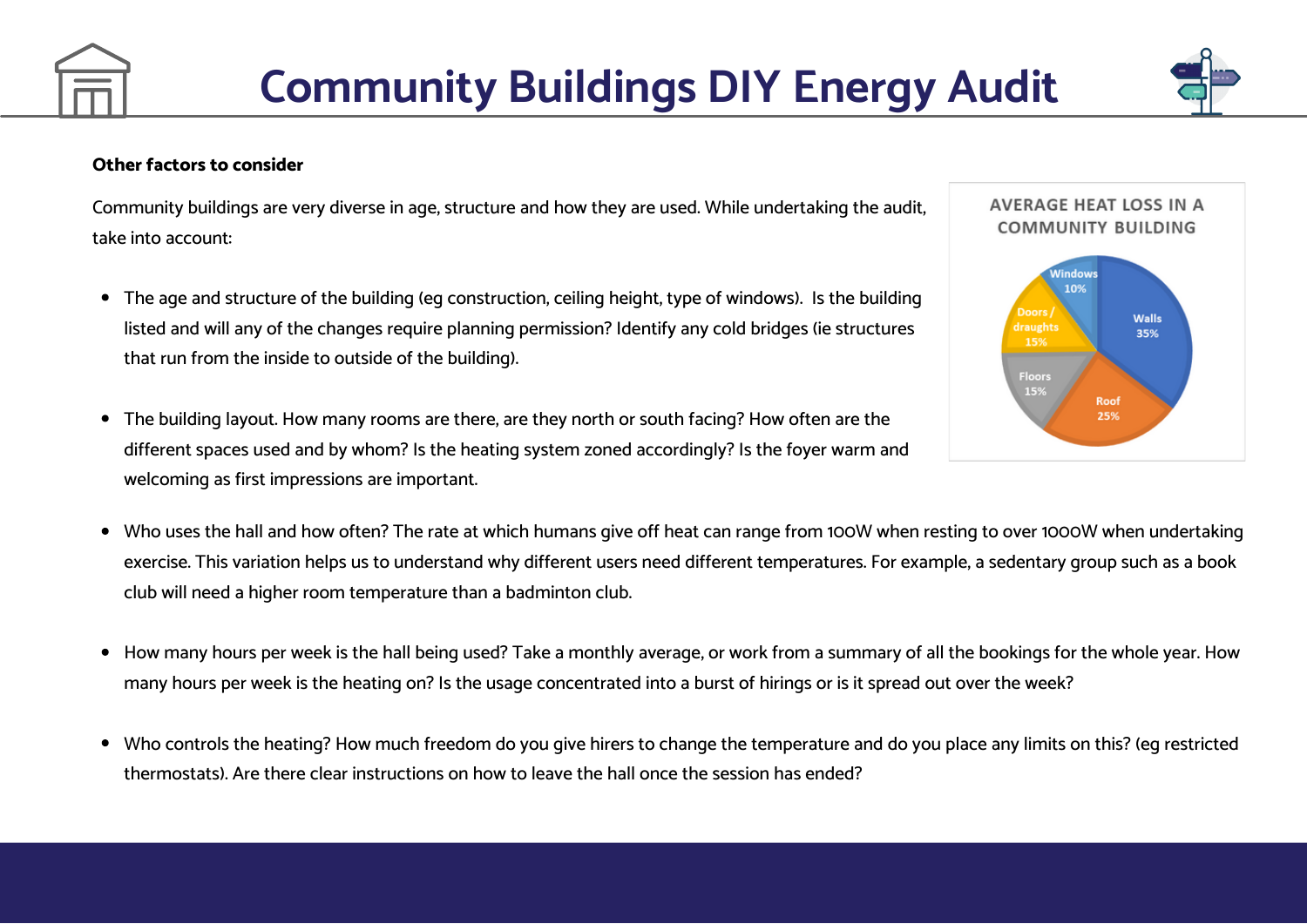### Other factors to consider

Community buildings are very diverse in age, structure and how they are used. While undertaking the audit, take into account:

- The age and structure of the building (eg construction, ceiling height, type of windows). Is the building listed and will any of the changes require planning permission? Identify any cold bridges (ie structures that run from the inside to outside of the building).

- The building layout. How many rooms are there, are they north or south facing? How often are the different spaces used and by whom? Is the heating system zoned accordingly? Is the foyer warm and welcoming as first impressions are important.

AVERAGE HEAT LOSS IN A COMMUNITY BUILDING

| Area | Heat loss |
| --- | --- |
| Walls | 35% |
| Roof | 25% |
| Floors | 15% |
| Doors / draughts | 15% |
| Windows | 10% |

- Who uses the hall and how often? The rate at which humans give off heat can range from 100W when resting to over 1000W when undertaking exercise. This variation helps us to understand why different users need different temperatures. For example, a sedentary group such as a book club will need a higher room temperature than a badminton club.

- How many hours per week is the hall being used? Take a monthly average, or work from a summary of all the bookings for the whole year. How many hours per week is the heating on? Is the usage concentrated into a burst of hirings or is it spread out over the week?

- Who controls the heating? How much freedom do you give hirers to change the temperature and do you place any limits on this? (eg restricted thermostats). Are there clear instructions on how to leave the hall once the session has ended?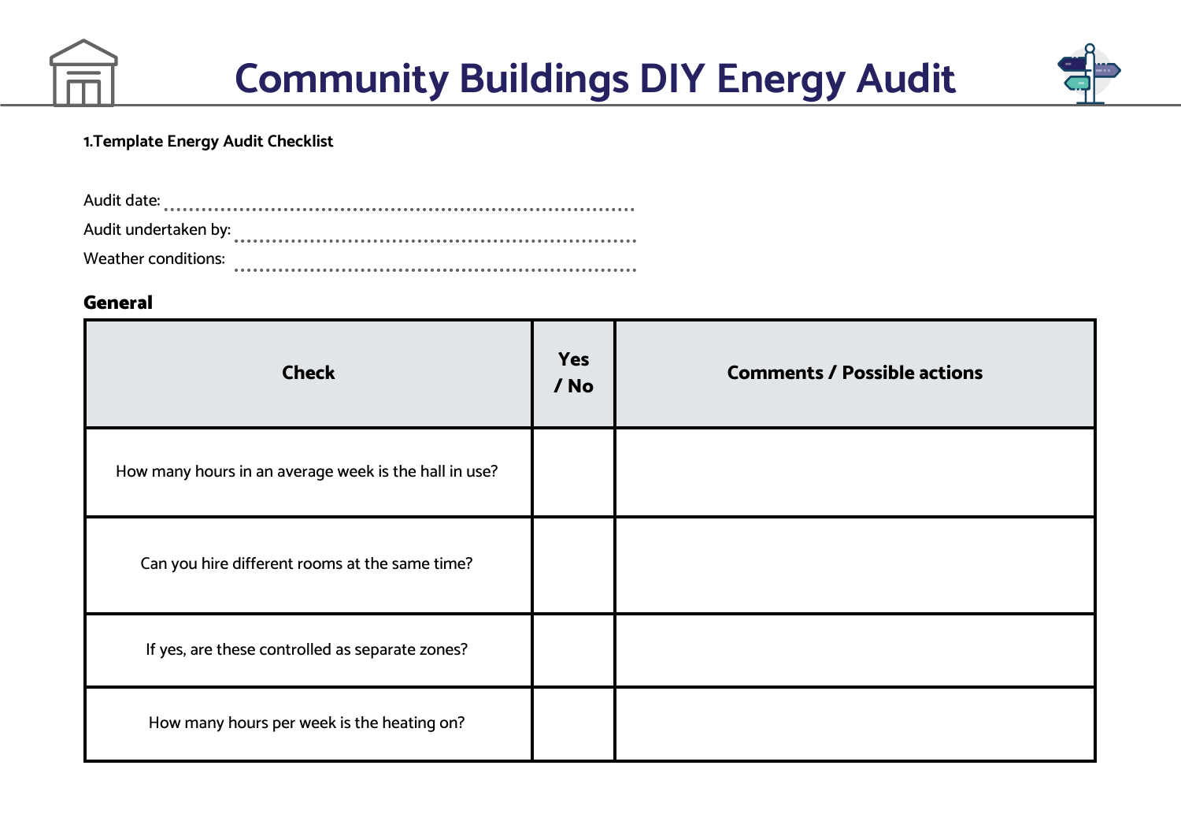# Community Buildings DIY Energy Audit

**1.Template Energy Audit Checklist**

Audit date: ........................................................................

Audit undertaken by: ..............................................................

Weather conditions: ...............................................................

## General

| Check | Yes / No | Comments / Possible actions |
|---|---|---|
| How many hours in an average week is the hall in use? | | |
| Can you hire different rooms at the same time? | | |
| If yes, are these controlled as separate zones? | | |
| How many hours per week is the heating on? | | |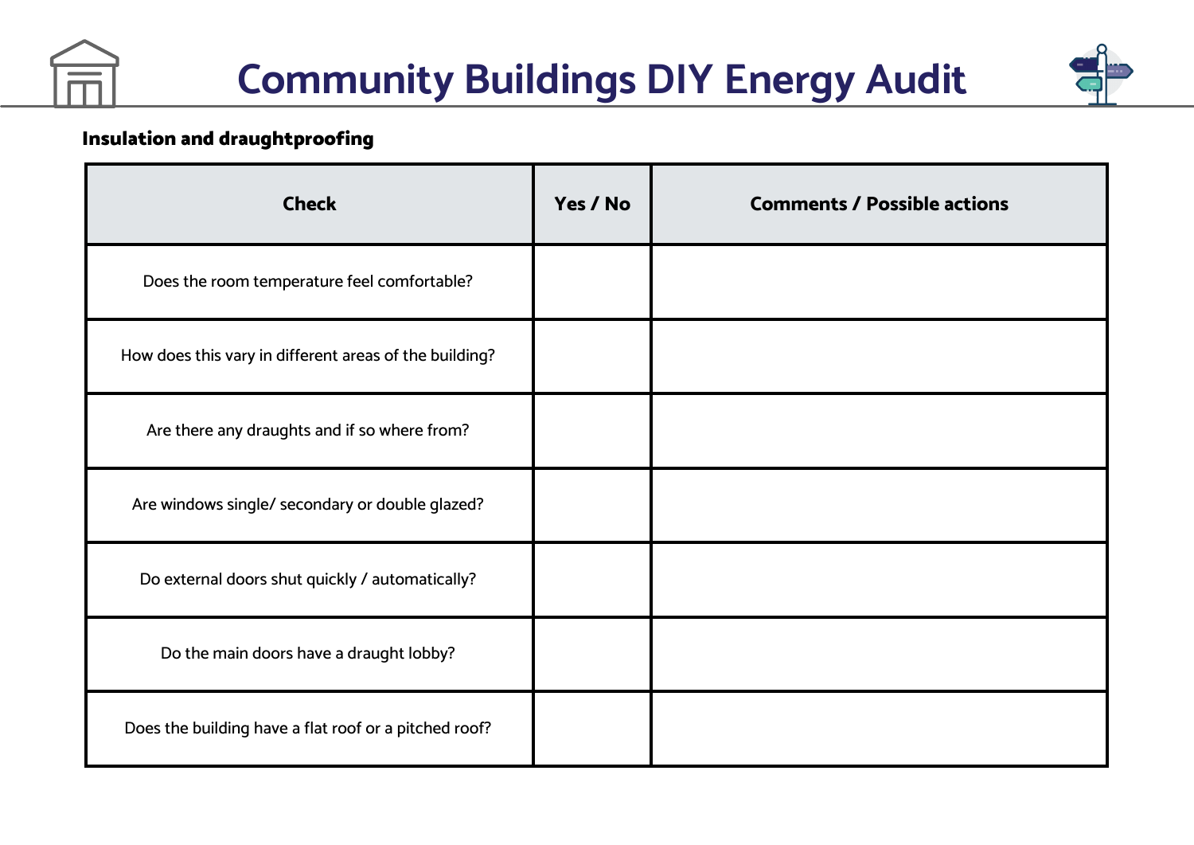# Community Buildings DIY Energy Audit

### Insulation and draughtproofing

| Check | Yes / No | Comments / Possible actions |
|---|---|---|
| Does the room temperature feel comfortable? | | |
| How does this vary in different areas of the building? | | |
| Are there any draughts and if so where from? | | |
| Are windows single/ secondary or double glazed? | | |
| Do external doors shut quickly / automatically? | | |
| Do the main doors have a draught lobby? | | |
| Does the building have a flat roof or a pitched roof? | | |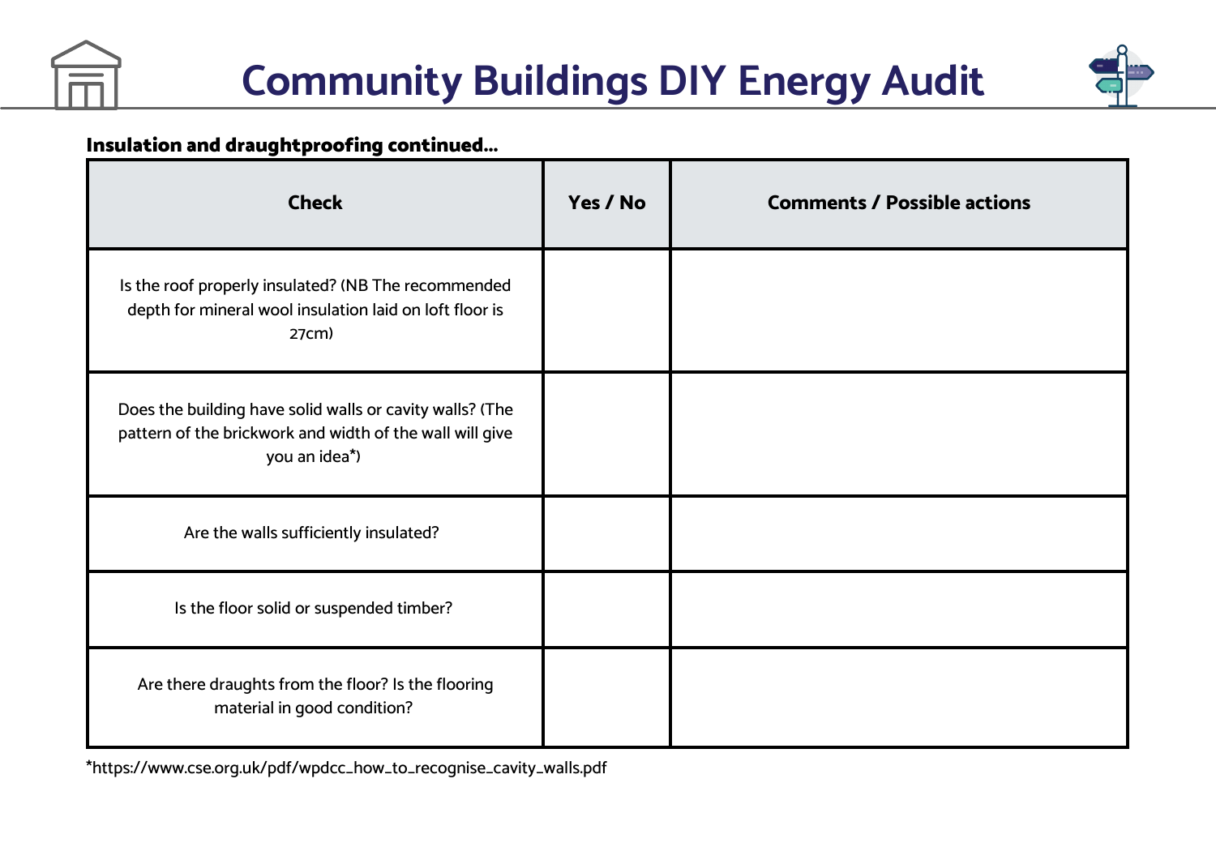# Community Buildings DIY Energy Audit

**Insulation and draughtproofing continued...**

| Check | Yes / No | Comments / Possible actions |
|---|---|---|
| Is the roof properly insulated? (NB The recommended depth for mineral wool insulation laid on loft floor is 27cm) | | |
| Does the building have solid walls or cavity walls? (The pattern of the brickwork and width of the wall will give you an idea*) | | |
| Are the walls sufficiently insulated? | | |
| Is the floor solid or suspended timber? | | |
| Are there draughts from the floor? Is the flooring material in good condition? | | |

*https://www.cse.org.uk/pdf/wpdcc_how_to_recognise_cavity_walls.pdf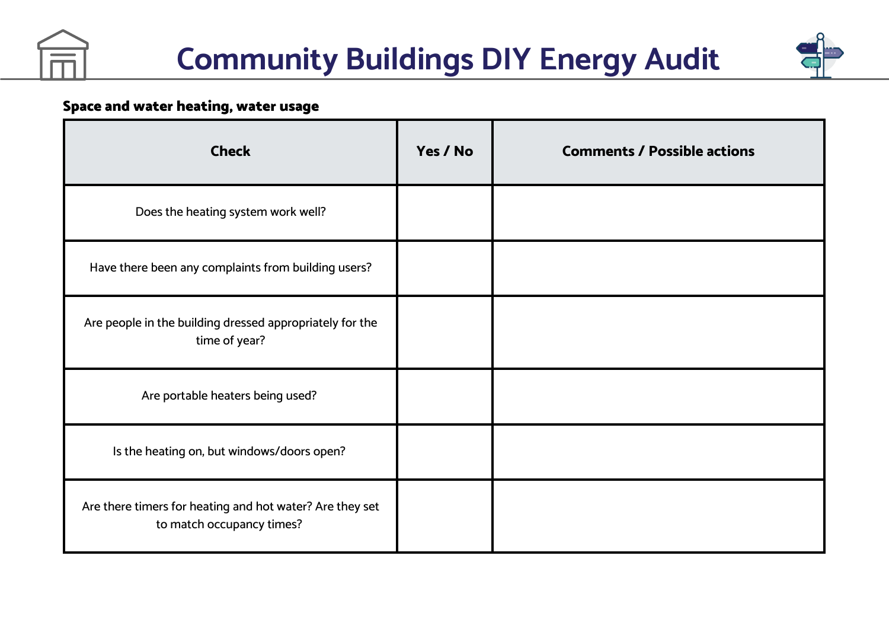# Community Buildings DIY Energy Audit

**Space and water heating, water usage**

| Check | Yes / No | Comments / Possible actions |
|---|---|---|
| Does the heating system work well? | | |
| Have there been any complaints from building users? | | |
| Are people in the building dressed appropriately for the time of year? | | |
| Are portable heaters being used? | | |
| Is the heating on, but windows/doors open? | | |
| Are there timers for heating and hot water? Are they set to match occupancy times? | | |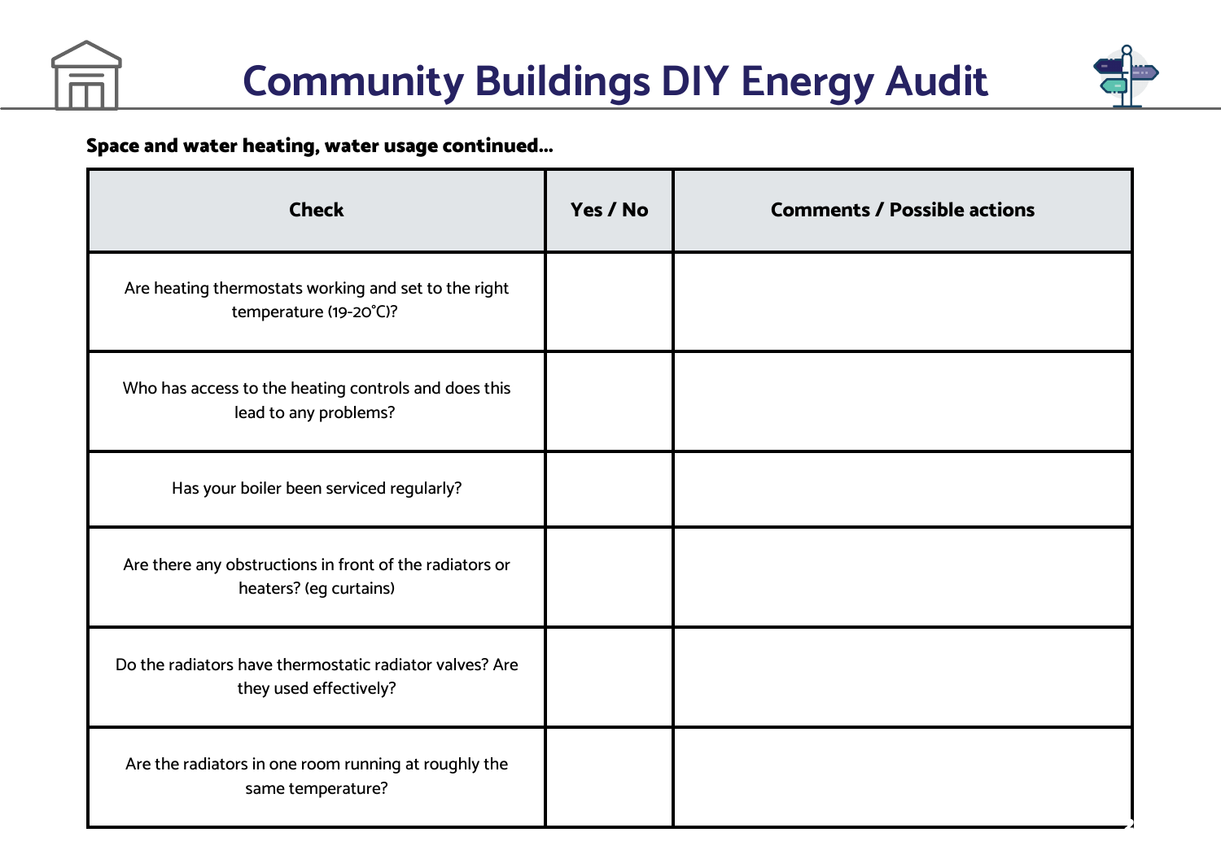# Community Buildings DIY Energy Audit

**Space and water heating, water usage continued...**

| Check | Yes / No | Comments / Possible actions |
| --- | --- | --- |
| Are heating thermostats working and set to the right temperature (19-20˚C)? | | |
| Who has access to the heating controls and does this lead to any problems? | | |
| Has your boiler been serviced regularly? | | |
| Are there any obstructions in front of the radiators or heaters? (eg curtains) | | |
| Do the radiators have thermostatic radiator valves? Are they used effectively? | | |
| Are the radiators in one room running at roughly the same temperature? | | |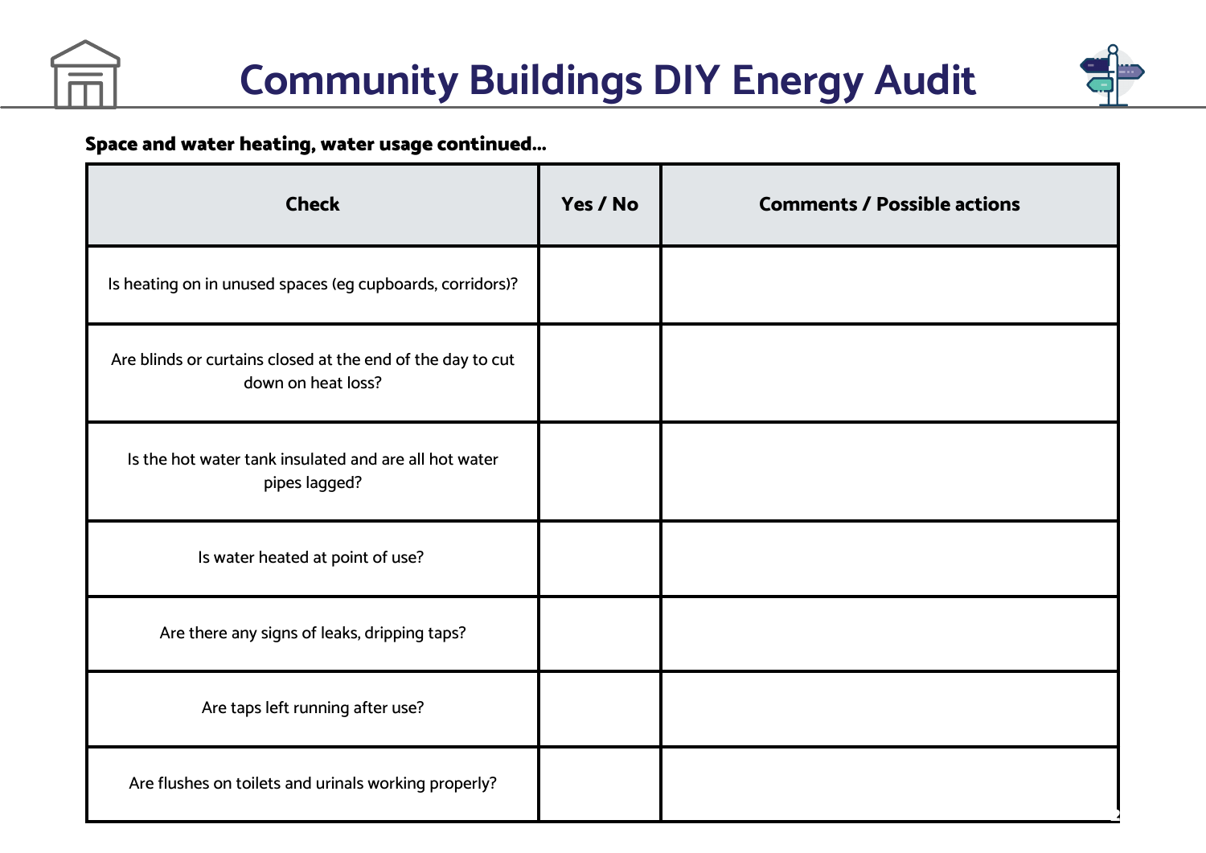# Community Buildings DIY Energy Audit

**Space and water heating, water usage continued...**

| Check | Yes / No | Comments / Possible actions |
| --- | --- | --- |
| Is heating on in unused spaces (eg cupboards, corridors)? | | |
| Are blinds or curtains closed at the end of the day to cut down on heat loss? | | |
| Is the hot water tank insulated and are all hot water pipes lagged? | | |
| Is water heated at point of use? | | |
| Are there any signs of leaks, dripping taps? | | |
| Are taps left running after use? | | |
| Are flushes on toilets and urinals working properly? | | |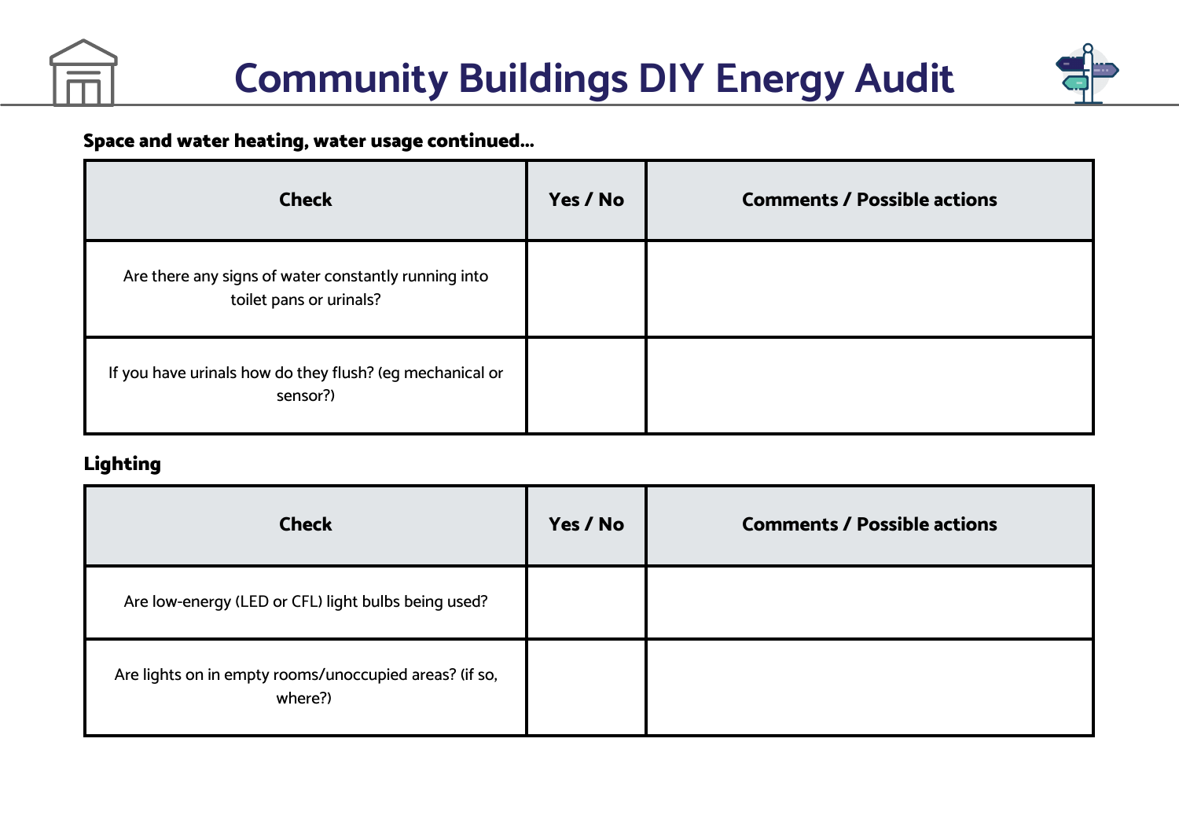# Community Buildings DIY Energy Audit

**Space and water heating, water usage continued...**

| Check | Yes / No | Comments / Possible actions |
|---|---|---|
| Are there any signs of water constantly running into toilet pans or urinals? | | |
| If you have urinals how do they flush? (eg mechanical or sensor?) | | |

**Lighting**

| Check | Yes / No | Comments / Possible actions |
|---|---|---|
| Are low-energy (LED or CFL) light bulbs being used? | | |
| Are lights on in empty rooms/unoccupied areas? (if so, where?) | | |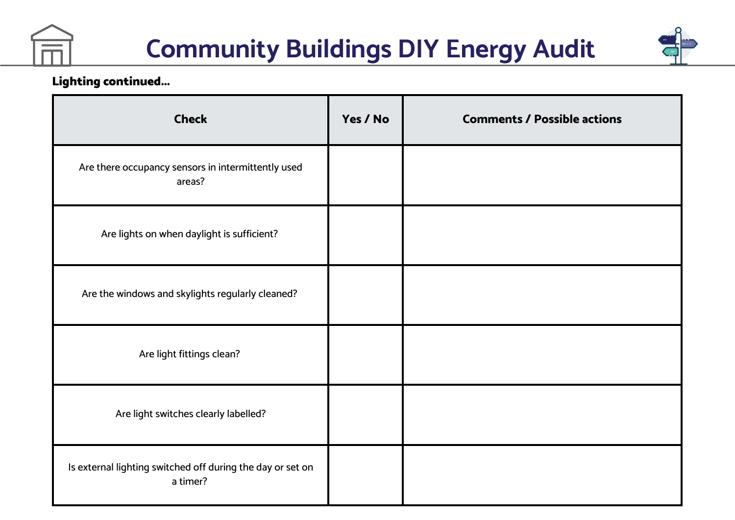# Community Buildings DIY Energy Audit

**Lighting continued...**

| Check | Yes / No | Comments / Possible actions |
| --- | --- | --- |
| Are there occupancy sensors in intermittently used areas? | | |
| Are lights on when daylight is sufficient? | | |
| Are the windows and skylights regularly cleaned? | | |
| Are light fittings clean? | | |
| Are light switches clearly labelled? | | |
| Is external lighting switched off during the day or set on a timer? | | |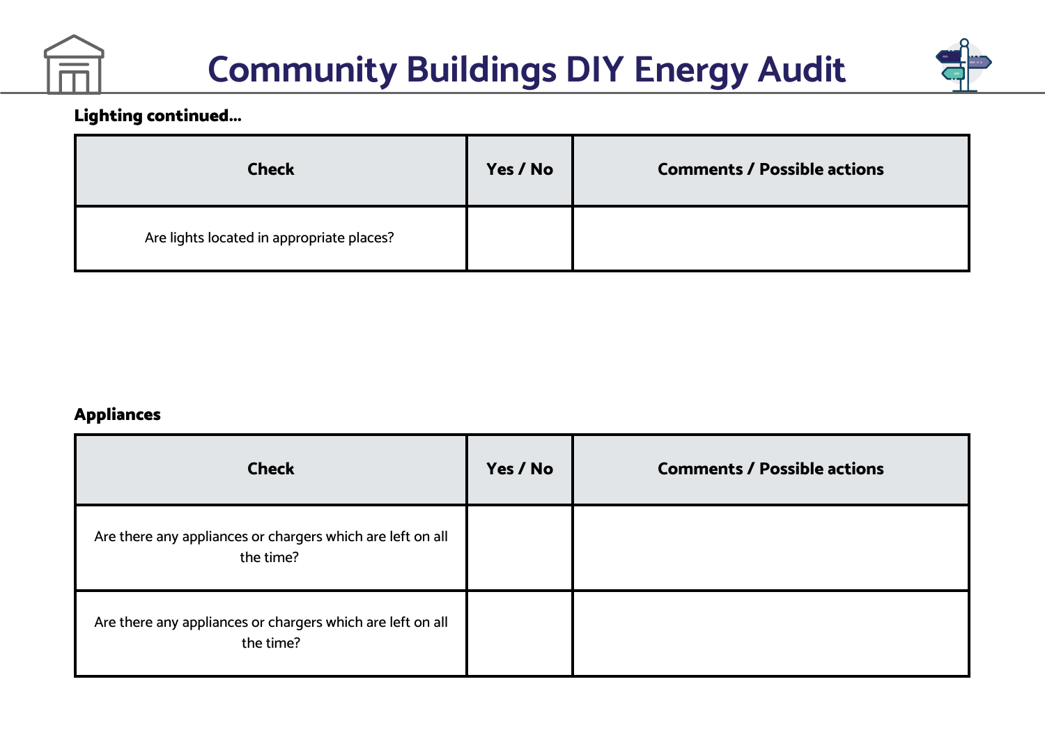**Lighting continued…**

| Check | Yes / No | Comments / Possible actions |
|---|---|---|
| Are lights located in appropriate places? | | |

**Appliances**

| Check | Yes / No | Comments / Possible actions |
|---|---|---|
| Are there any appliances or chargers which are left on all the time? | | |
| Are there any appliances or chargers which are left on all the time? | | |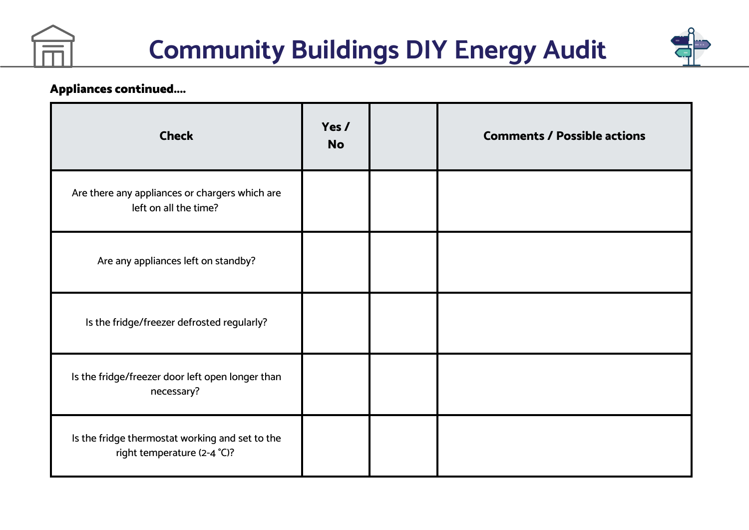# Community Buildings DIY Energy Audit

**Appliances continued....**

| Check | Yes / No | | Comments / Possible actions |
|---|---|---|---|
| Are there any appliances or chargers which are left on all the time? | | | |
| Are any appliances left on standby? | | | |
| Is the fridge/freezer defrosted regularly? | | | |
| Is the fridge/freezer door left open longer than necessary? | | | |
| Is the fridge thermostat working and set to the right temperature (2-4 ˚C)? | | | |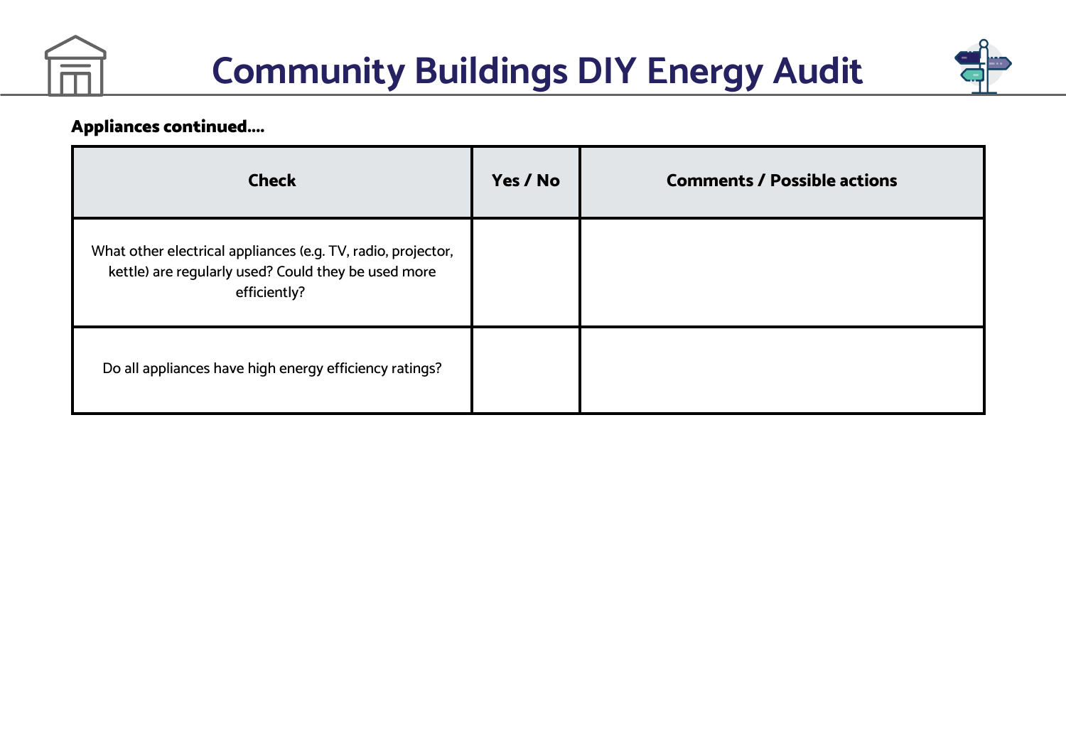# Community Buildings DIY Energy Audit

**Appliances continued....**

| Check | Yes / No | Comments / Possible actions |
| --- | --- | --- |
| What other electrical appliances (e.g. TV, radio, projector, kettle) are regularly used? Could they be used more efficiently? | | |
| Do all appliances have high energy efficiency ratings? | | |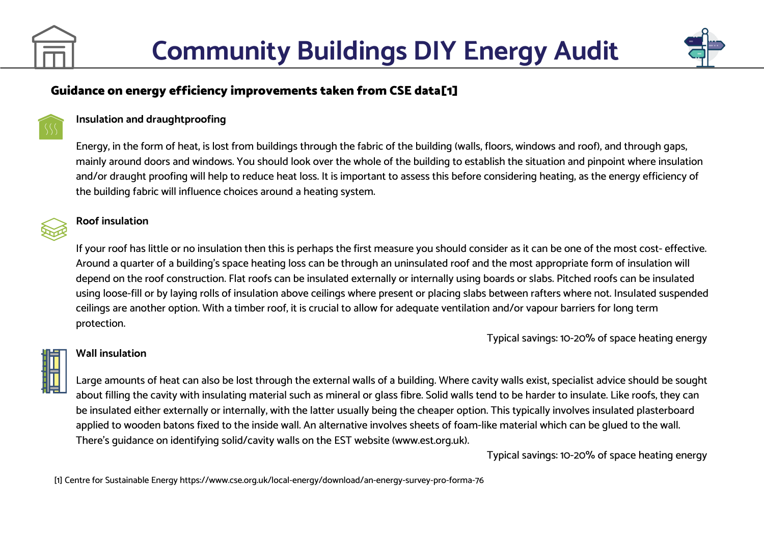# Community Buildings DIY Energy Audit

## Guidance on energy efficiency improvements taken from CSE data[1]

### Insulation and draughtproofing

Energy, in the form of heat, is lost from buildings through the fabric of the building (walls, floors, windows and roof), and through gaps, mainly around doors and windows. You should look over the whole of the building to establish the situation and pinpoint where insulation and/or draught proofing will help to reduce heat loss. It is important to assess this before considering heating, as the energy efficiency of the building fabric will influence choices around a heating system.

### Roof insulation

If your roof has little or no insulation then this is perhaps the first measure you should consider as it can be one of the most cost- effective. Around a quarter of a building's space heating loss can be through an uninsulated roof and the most appropriate form of insulation will depend on the roof construction. Flat roofs can be insulated externally or internally using boards or slabs. Pitched roofs can be insulated using loose-fill or by laying rolls of insulation above ceilings where present or placing slabs between rafters where not. Insulated suspended ceilings are another option. With a timber roof, it is crucial to allow for adequate ventilation and/or vapour barriers for long term protection.

Typical savings: 10-20% of space heating energy

### Wall insulation

Large amounts of heat can also be lost through the external walls of a building. Where cavity walls exist, specialist advice should be sought about filling the cavity with insulating material such as mineral or glass fibre. Solid walls tend to be harder to insulate. Like roofs, they can be insulated either externally or internally, with the latter usually being the cheaper option. This typically involves insulated plasterboard applied to wooden batons fixed to the inside wall. An alternative involves sheets of foam-like material which can be glued to the wall. There's guidance on identifying solid/cavity walls on the EST website (www.est.org.uk).

Typical savings: 10-20% of space heating energy

[1] Centre for Sustainable Energy https://www.cse.org.uk/local-energy/download/an-energy-survey-pro-forma-76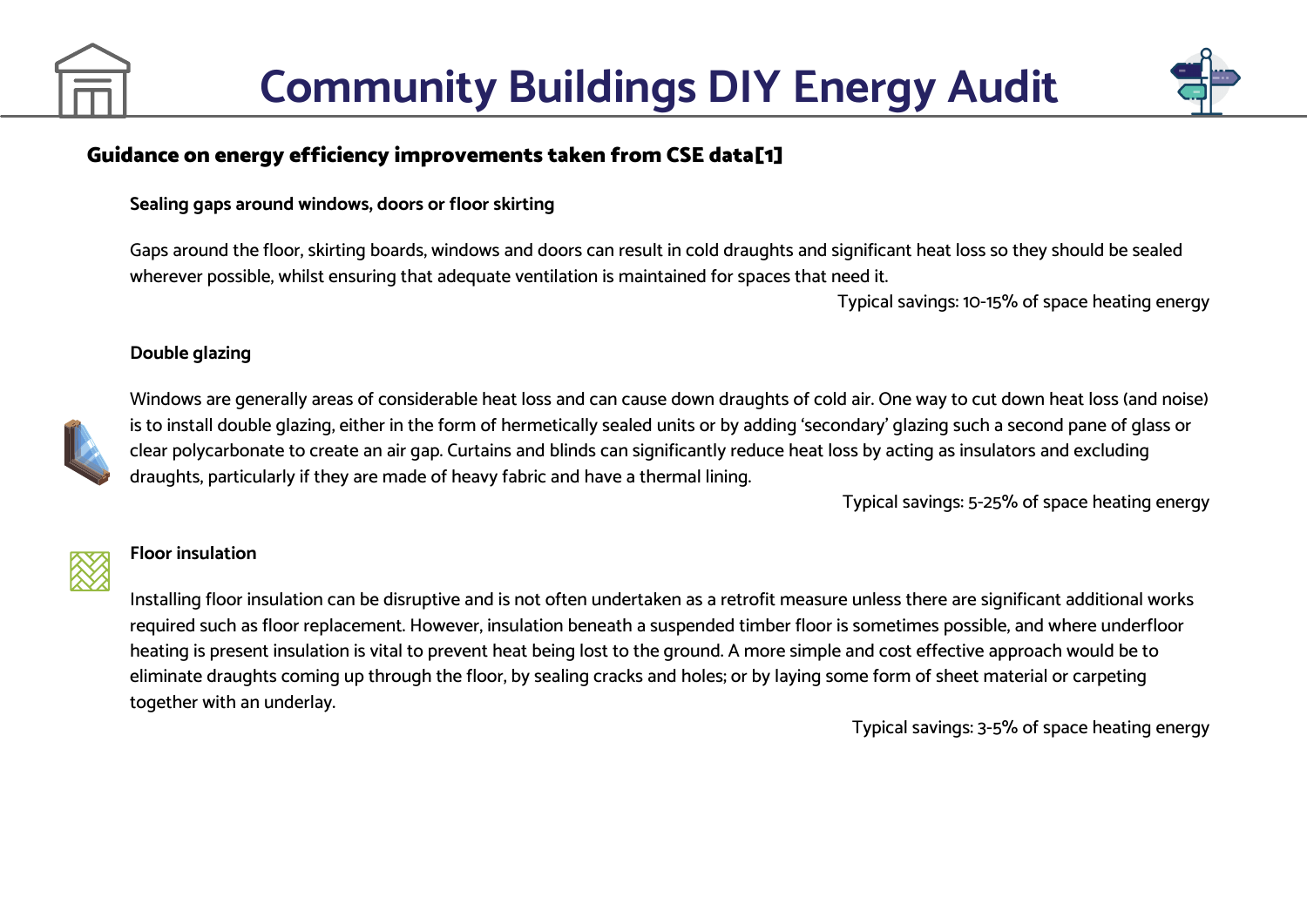# Community Buildings DIY Energy Audit

## Guidance on energy efficiency improvements taken from CSE data[1]

### Sealing gaps around windows, doors or floor skirting

Gaps around the floor, skirting boards, windows and doors can result in cold draughts and significant heat loss so they should be sealed wherever possible, whilst ensuring that adequate ventilation is maintained for spaces that need it.

Typical savings: 10-15% of space heating energy

### Double glazing

Windows are generally areas of considerable heat loss and can cause down draughts of cold air. One way to cut down heat loss (and noise) is to install double glazing, either in the form of hermetically sealed units or by adding 'secondary' glazing such a second pane of glass or clear polycarbonate to create an air gap. Curtains and blinds can significantly reduce heat loss by acting as insulators and excluding draughts, particularly if they are made of heavy fabric and have a thermal lining.

Typical savings: 5-25% of space heating energy

### Floor insulation

Installing floor insulation can be disruptive and is not often undertaken as a retrofit measure unless there are significant additional works required such as floor replacement. However, insulation beneath a suspended timber floor is sometimes possible, and where underfloor heating is present insulation is vital to prevent heat being lost to the ground. A more simple and cost effective approach would be to eliminate draughts coming up through the floor, by sealing cracks and holes; or by laying some form of sheet material or carpeting together with an underlay.

Typical savings: 3-5% of space heating energy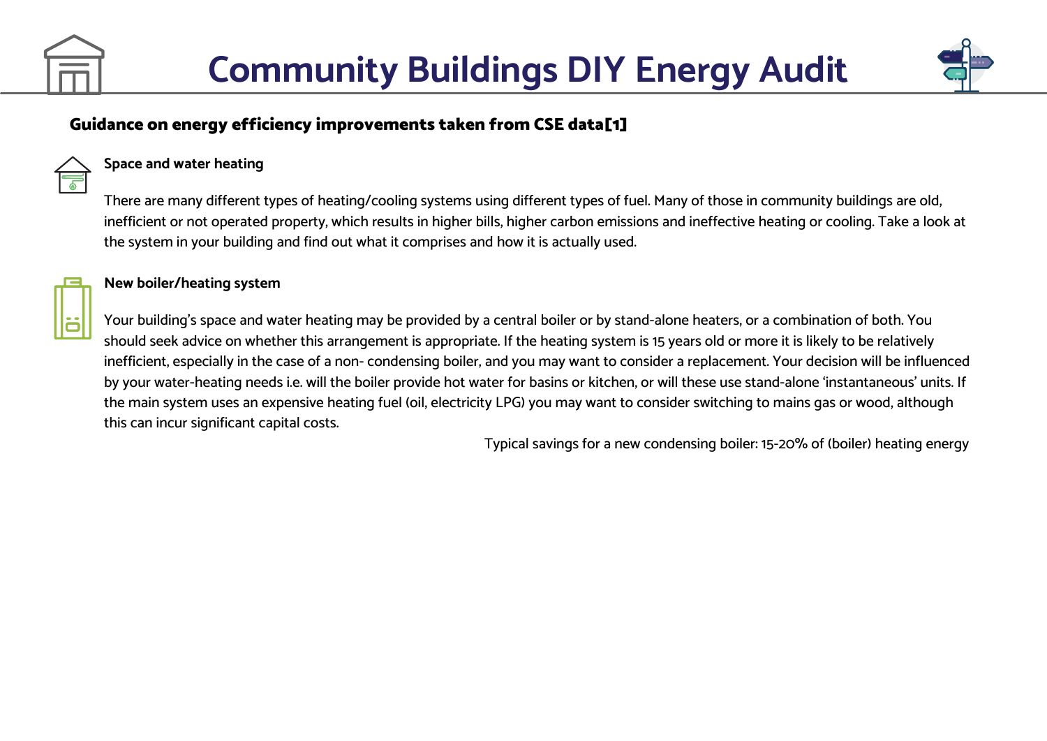# Community Buildings DIY Energy Audit

## Guidance on energy efficiency improvements taken from CSE data[1]

### Space and water heating

There are many different types of heating/cooling systems using different types of fuel. Many of those in community buildings are old, inefficient or not operated property, which results in higher bills, higher carbon emissions and ineffective heating or cooling. Take a look at the system in your building and find out what it comprises and how it is actually used.

### New boiler/heating system

Your building's space and water heating may be provided by a central boiler or by stand-alone heaters, or a combination of both. You should seek advice on whether this arrangement is appropriate. If the heating system is 15 years old or more it is likely to be relatively inefficient, especially in the case of a non- condensing boiler, and you may want to consider a replacement. Your decision will be influenced by your water-heating needs i.e. will the boiler provide hot water for basins or kitchen, or will these use stand-alone 'instantaneous' units. If the main system uses an expensive heating fuel (oil, electricity LPG) you may want to consider switching to mains gas or wood, although this can incur significant capital costs.

Typical savings for a new condensing boiler: 15-20% of (boiler) heating energy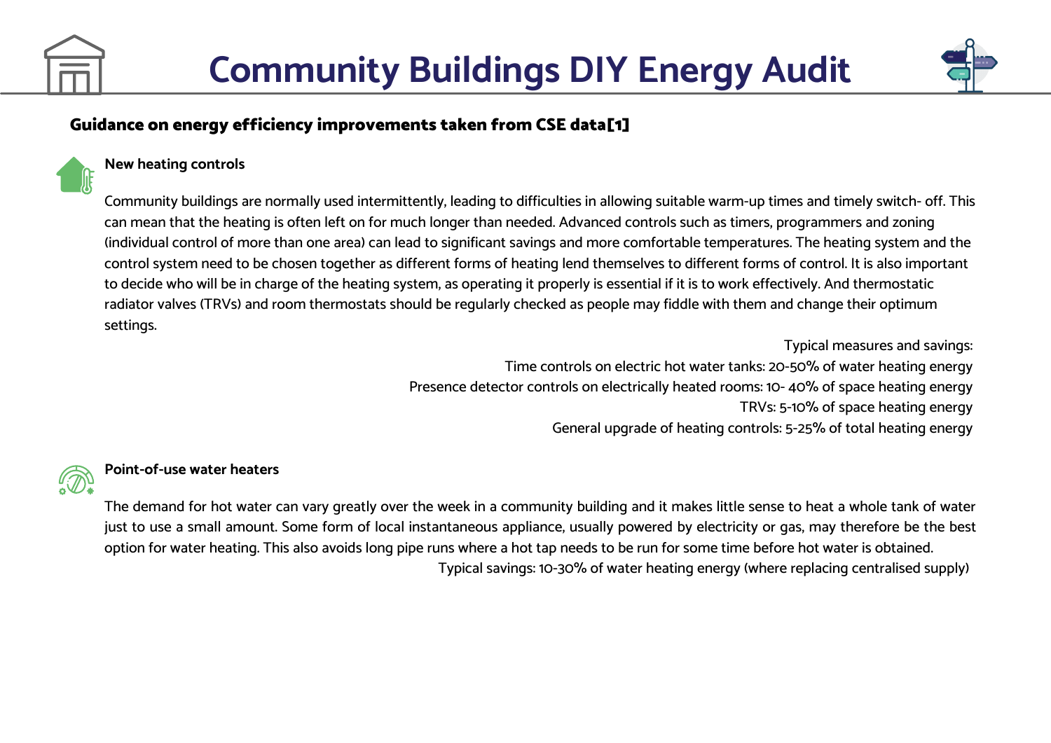# Community Buildings DIY Energy Audit

## Guidance on energy efficiency improvements taken from CSE data[1]

### New heating controls

Community buildings are normally used intermittently, leading to difficulties in allowing suitable warm-up times and timely switch- off. This can mean that the heating is often left on for much longer than needed. Advanced controls such as timers, programmers and zoning (individual control of more than one area) can lead to significant savings and more comfortable temperatures. The heating system and the control system need to be chosen together as different forms of heating lend themselves to different forms of control. It is also important to decide who will be in charge of the heating system, as operating it properly is essential if it is to work effectively. And thermostatic radiator valves (TRVs) and room thermostats should be regularly checked as people may fiddle with them and change their optimum settings.

Typical measures and savings:
Time controls on electric hot water tanks: 20-50% of water heating energy
Presence detector controls on electrically heated rooms: 10- 40% of space heating energy
TRVs: 5-10% of space heating energy
General upgrade of heating controls: 5-25% of total heating energy

### Point-of-use water heaters

The demand for hot water can vary greatly over the week in a community building and it makes little sense to heat a whole tank of water just to use a small amount. Some form of local instantaneous appliance, usually powered by electricity or gas, may therefore be the best option for water heating. This also avoids long pipe runs where a hot tap needs to be run for some time before hot water is obtained.

Typical savings: 10-30% of water heating energy (where replacing centralised supply)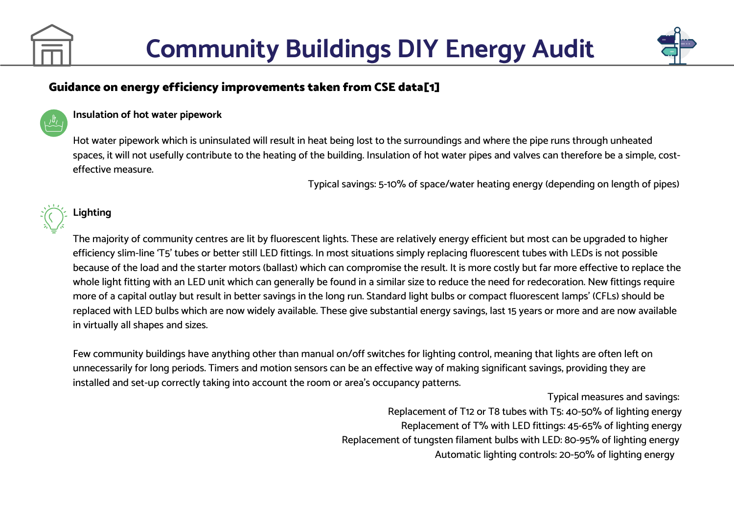# Community Buildings DIY Energy Audit

## Guidance on energy efficiency improvements taken from CSE data[1]

### Insulation of hot water pipework

Hot water pipework which is uninsulated will result in heat being lost to the surroundings and where the pipe runs through unheated spaces, it will not usefully contribute to the heating of the building. Insulation of hot water pipes and valves can therefore be a simple, cost-effective measure.

Typical savings: 5-10% of space/water heating energy (depending on length of pipes)

### Lighting

The majority of community centres are lit by fluorescent lights. These are relatively energy efficient but most can be upgraded to higher efficiency slim-line 'T5' tubes or better still LED fittings. In most situations simply replacing fluorescent tubes with LEDs is not possible because of the load and the starter motors (ballast) which can compromise the result. It is more costly but far more effective to replace the whole light fitting with an LED unit which can generally be found in a similar size to reduce the need for redecoration. New fittings require more of a capital outlay but result in better savings in the long run. Standard light bulbs or compact fluorescent lamps' (CFLs) should be replaced with LED bulbs which are now widely available. These give substantial energy savings, last 15 years or more and are now available in virtually all shapes and sizes.

Few community buildings have anything other than manual on/off switches for lighting control, meaning that lights are often left on unnecessarily for long periods. Timers and motion sensors can be an effective way of making significant savings, providing they are installed and set-up correctly taking into account the room or area's occupancy patterns.

Typical measures and savings:

Replacement of T12 or T8 tubes with T5: 40-50% of lighting energy

Replacement of T% with LED fittings: 45-65% of lighting energy

Replacement of tungsten filament bulbs with LED: 80-95% of lighting energy

Automatic lighting controls: 20-50% of lighting energy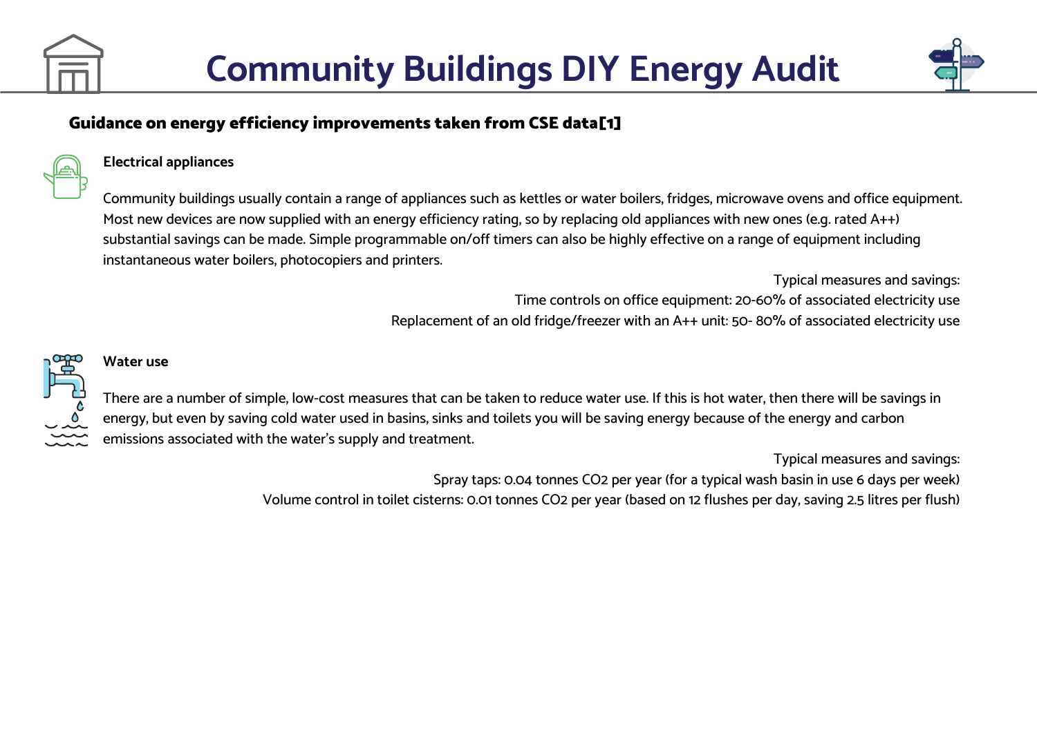# Community Buildings DIY Energy Audit

## Guidance on energy efficiency improvements taken from CSE data[1]

### Electrical appliances

Community buildings usually contain a range of appliances such as kettles or water boilers, fridges, microwave ovens and office equipment. Most new devices are now supplied with an energy efficiency rating, so by replacing old appliances with new ones (e.g. rated A++) substantial savings can be made. Simple programmable on/off timers can also be highly effective on a range of equipment including instantaneous water boilers, photocopiers and printers.

Typical measures and savings:
Time controls on office equipment: 20-60% of associated electricity use
Replacement of an old fridge/freezer with an A++ unit: 50- 80% of associated electricity use

### Water use

There are a number of simple, low-cost measures that can be taken to reduce water use. If this is hot water, then there will be savings in energy, but even by saving cold water used in basins, sinks and toilets you will be saving energy because of the energy and carbon emissions associated with the water's supply and treatment.

Typical measures and savings:
Spray taps: 0.04 tonnes $CO_2$ per year (for a typical wash basin in use 6 days per week)
Volume control in toilet cisterns: 0.01 tonnes $CO_2$ per year (based on 12 flushes per day, saving 2.5 litres per flush)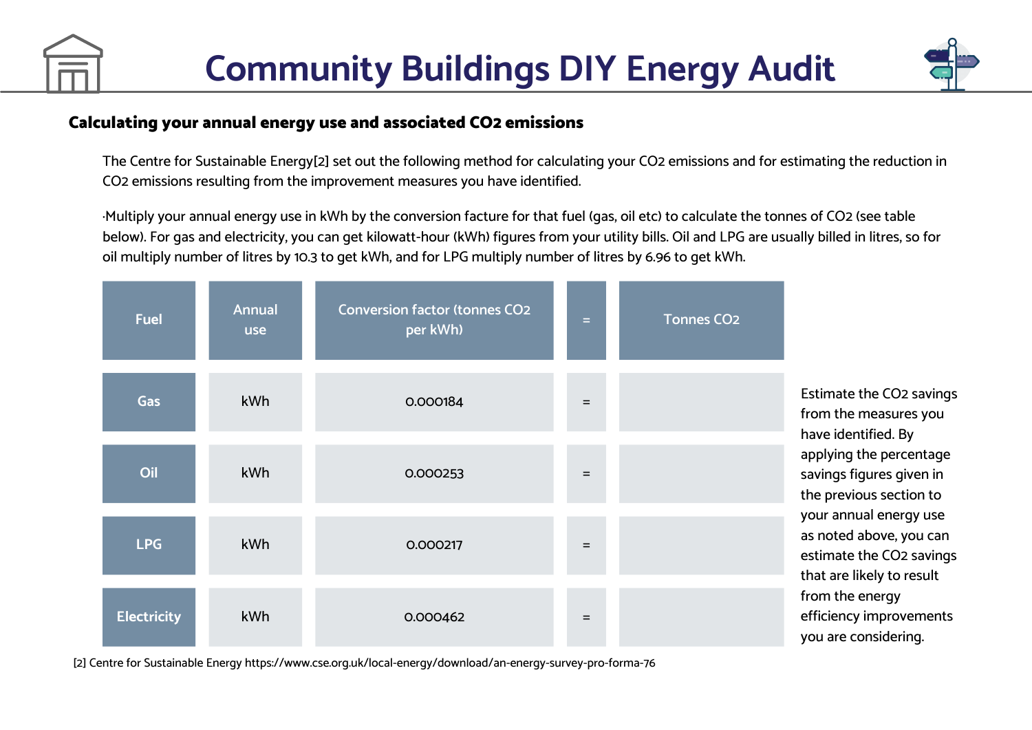# Community Buildings DIY Energy Audit

## Calculating your annual energy use and associated $CO_2$ emissions

The Centre for Sustainable Energy[2] set out the following method for calculating your $CO_2$ emissions and for estimating the reduction in $CO_2$ emissions resulting from the improvement measures you have identified.

·Multiply your annual energy use in kWh by the conversion facture for that fuel (gas, oil etc) to calculate the tonnes of $CO_2$ (see table below). For gas and electricity, you can get kilowatt-hour (kWh) figures from your utility bills. Oil and LPG are usually billed in litres, so for oil multiply number of litres by 10.3 to get kWh, and for LPG multiply number of litres by 6.96 to get kWh.

| Fuel | Annual use | Conversion factor (tonnes $CO_2$ per kWh) | = | Tonnes $CO_2$ |
|---|---|---|---|---|
| Gas | kWh | 0.000184 | = | |
| Oil | kWh | 0.000253 | = | |
| LPG | kWh | 0.000217 | = | |
| Electricity | kWh | 0.000462 | = | |

Estimate the $CO_2$ savings from the measures you have identified. By applying the percentage savings figures given in the previous section to your annual energy use as noted above, you can estimate the $CO_2$ savings that are likely to result from the energy efficiency improvements you are considering.

[2] Centre for Sustainable Energy https://www.cse.org.uk/local-energy/download/an-energy-survey-pro-forma-76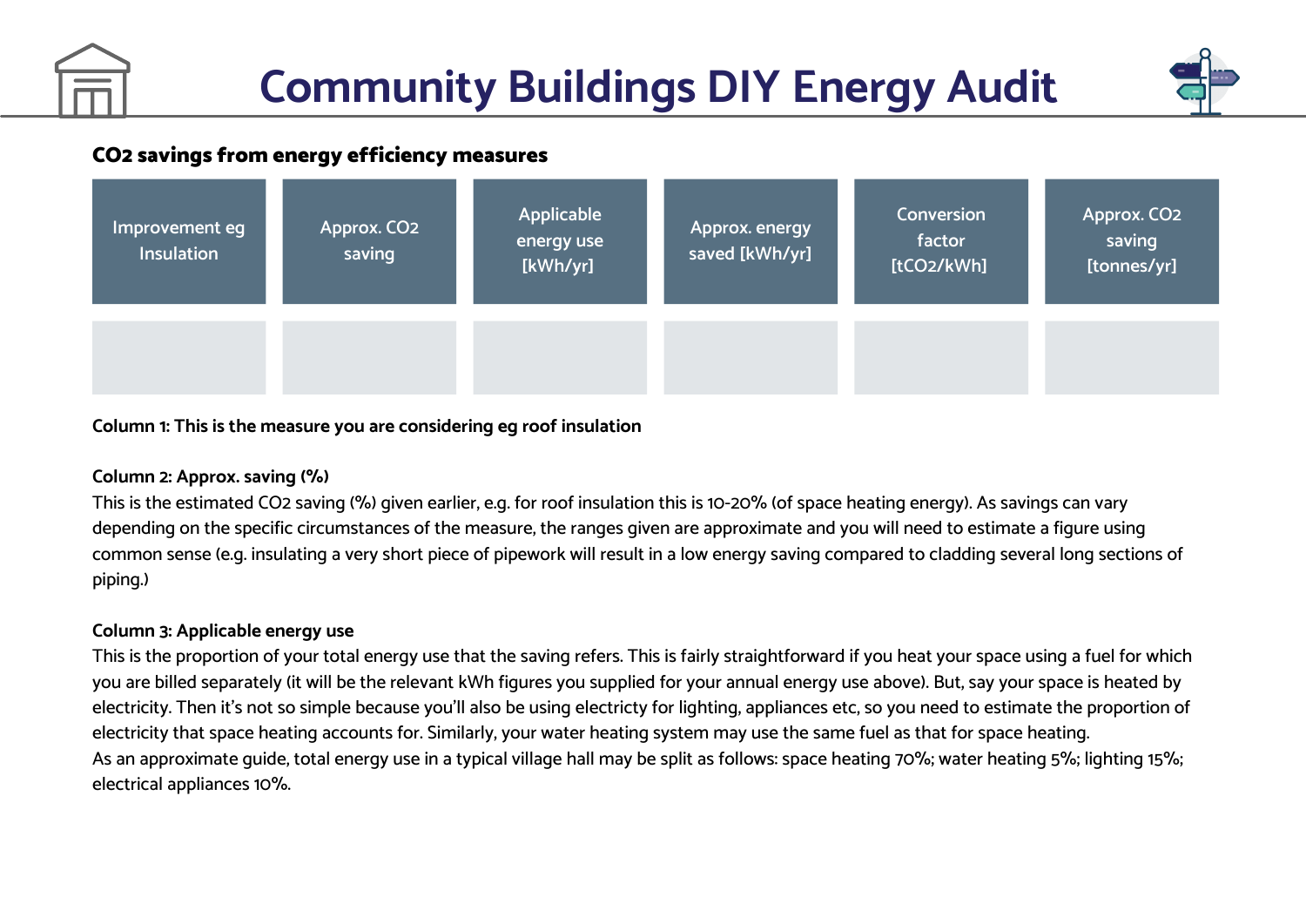# Community Buildings DIY Energy Audit

## CO2 savings from energy efficiency measures

| Improvement eg Insulation | Approx. CO2 saving | Applicable energy use [kWh/yr] | Approx. energy saved [kWh/yr] | Conversion factor [tCO2/kWh] | Approx. CO2 saving [tonnes/yr] |
|---|---|---|---|---|---|
| | | | | | |

**Column 1: This is the measure you are considering eg roof insulation**

**Column 2: Approx. saving (%)**
This is the estimated CO2 saving (%) given earlier, e.g. for roof insulation this is 10-20% (of space heating energy). As savings can vary depending on the specific circumstances of the measure, the ranges given are approximate and you will need to estimate a figure using common sense (e.g. insulating a very short piece of pipework will result in a low energy saving compared to cladding several long sections of piping.)

**Column 3: Applicable energy use**
This is the proportion of your total energy use that the saving refers. This is fairly straightforward if you heat your space using a fuel for which you are billed separately (it will be the relevant kWh figures you supplied for your annual energy use above). But, say your space is heated by electricity. Then it's not so simple because you'll also be using electricty for lighting, appliances etc, so you need to estimate the proportion of electricity that space heating accounts for. Similarly, your water heating system may use the same fuel as that for space heating.
As an approximate guide, total energy use in a typical village hall may be split as follows: space heating 70%; water heating 5%; lighting 15%; electrical appliances 10%.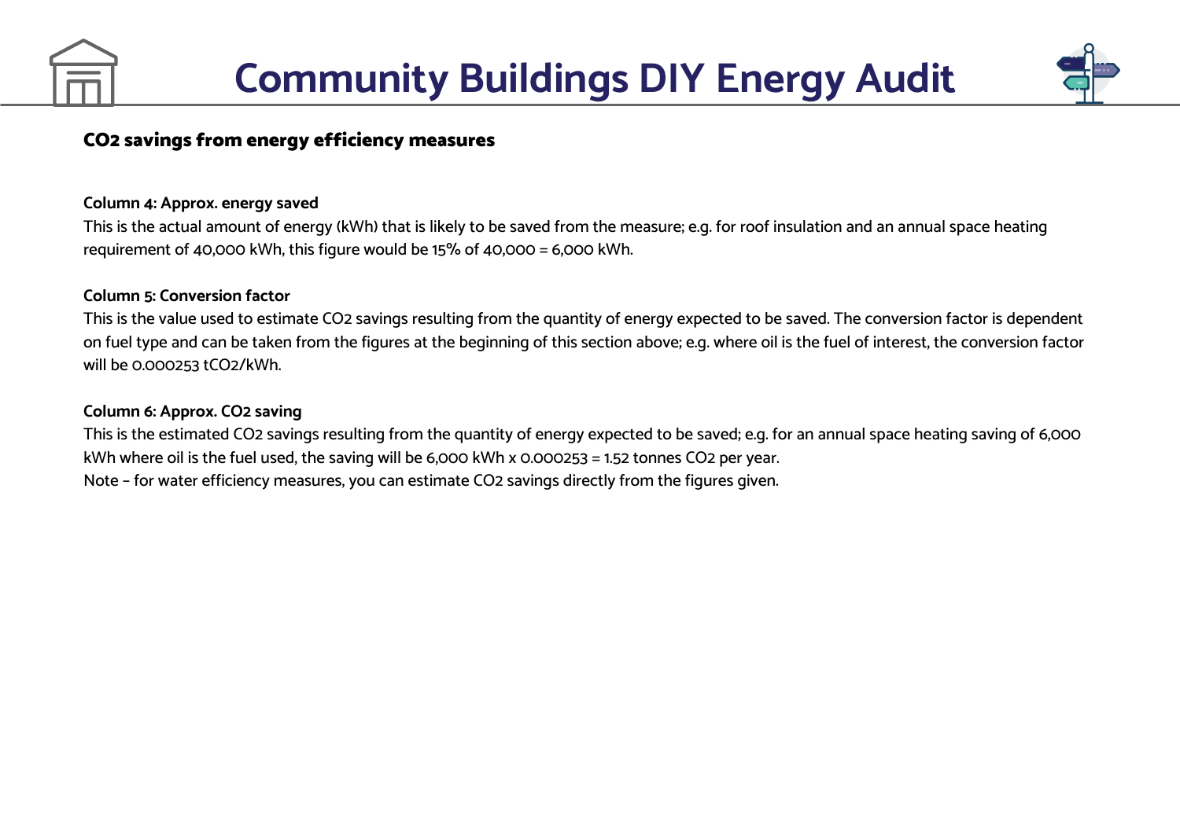## $CO_2$ savings from energy efficiency measures

**Column 4: Approx. energy saved**

This is the actual amount of energy (kWh) that is likely to be saved from the measure; e.g. for roof insulation and an annual space heating requirement of 40,000 kWh, this figure would be 15% of 40,000 = 6,000 kWh.

**Column 5: Conversion factor**

This is the value used to estimate $CO_2$ savings resulting from the quantity of energy expected to be saved. The conversion factor is dependent on fuel type and can be taken from the figures at the beginning of this section above; e.g. where oil is the fuel of interest, the conversion factor will be 0.000253 $tCO_2/kWh$.

**Column 6: Approx. $CO_2$ saving**

This is the estimated $CO_2$ savings resulting from the quantity of energy expected to be saved; e.g. for an annual space heating saving of 6,000 kWh where oil is the fuel used, the saving will be 6,000 kWh x 0.000253 = 1.52 tonnes $CO_2$ per year.

Note – for water efficiency measures, you can estimate $CO_2$ savings directly from the figures given.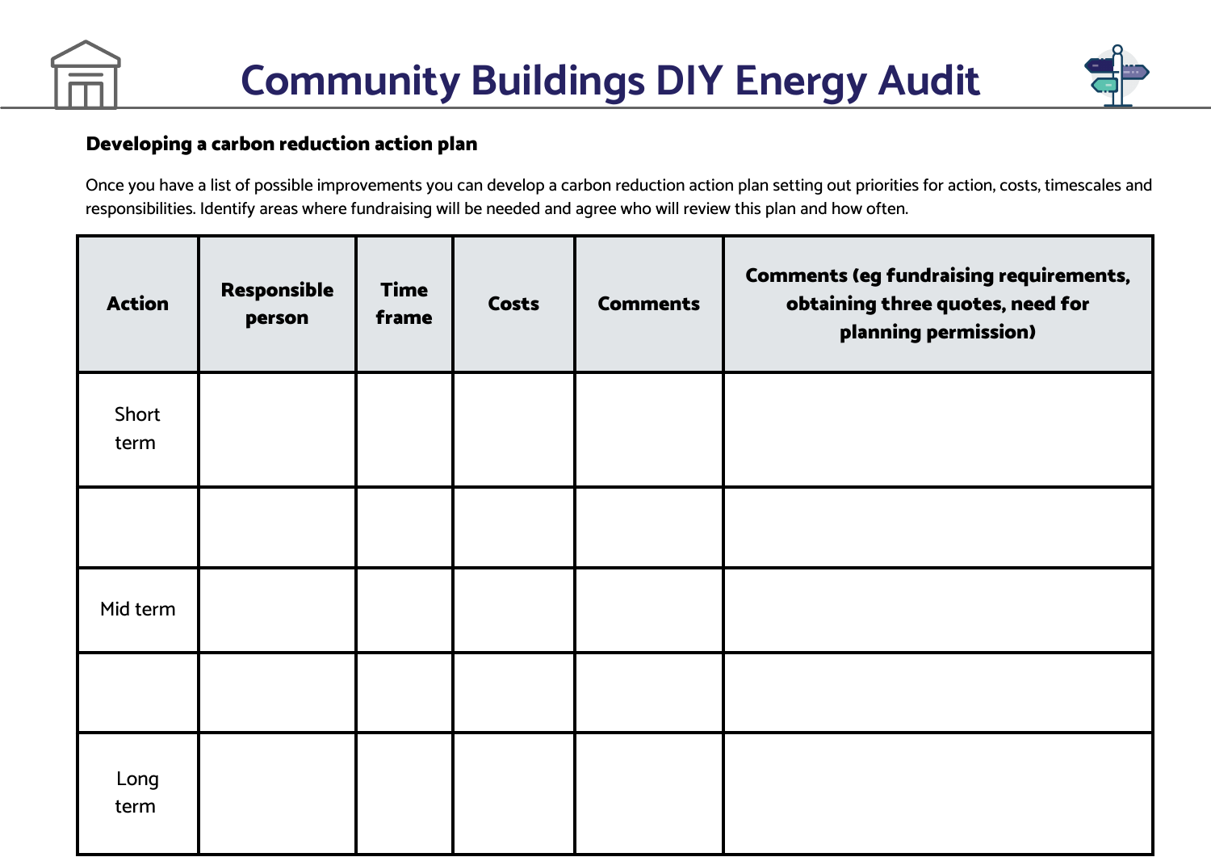# Community Buildings DIY Energy Audit

**Developing a carbon reduction action plan**

Once you have a list of possible improvements you can develop a carbon reduction action plan setting out priorities for action, costs, timescales and responsibilities. Identify areas where fundraising will be needed and agree who will review this plan and how often.

| Action | Responsible person | Time frame | Costs | Comments | Comments (eg fundraising requirements, obtaining three quotes, need for planning permission) |
|---|---|---|---|---|---|
| Short term | | | | | |
| | | | | | |
| Mid term | | | | | |
| | | | | | |
| Long term | | | | | |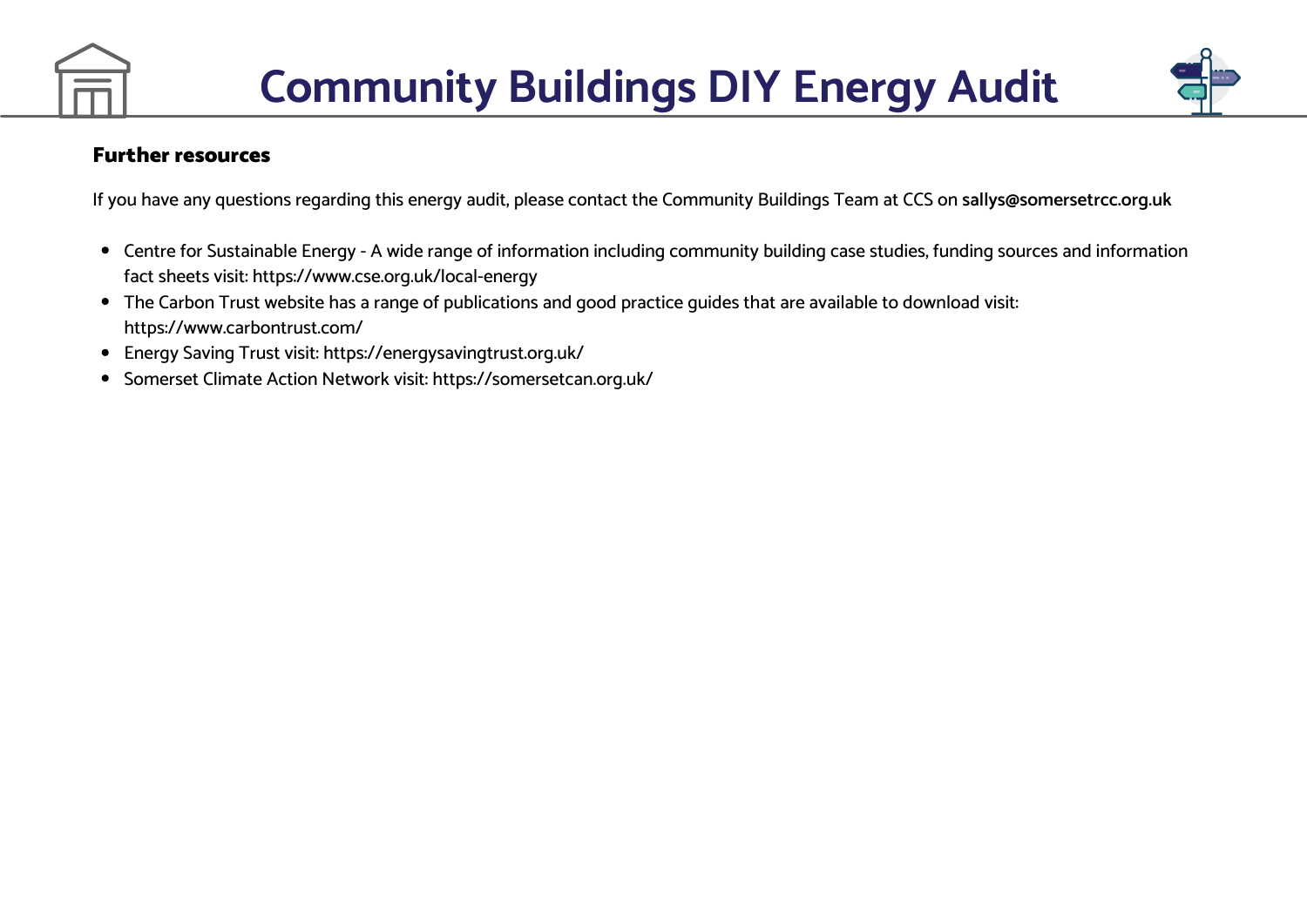## Further resources

If you have any questions regarding this energy audit, please contact the Community Buildings Team at CCS on **sallys@somersetrcc.org.uk**

- Centre for Sustainable Energy - A wide range of information including community building case studies, funding sources and information fact sheets visit: https://www.cse.org.uk/local-energy
- The Carbon Trust website has a range of publications and good practice guides that are available to download visit: https://www.carbontrust.com/
- Energy Saving Trust visit: https://energysavingtrust.org.uk/
- Somerset Climate Action Network visit: https://somersetcan.org.uk/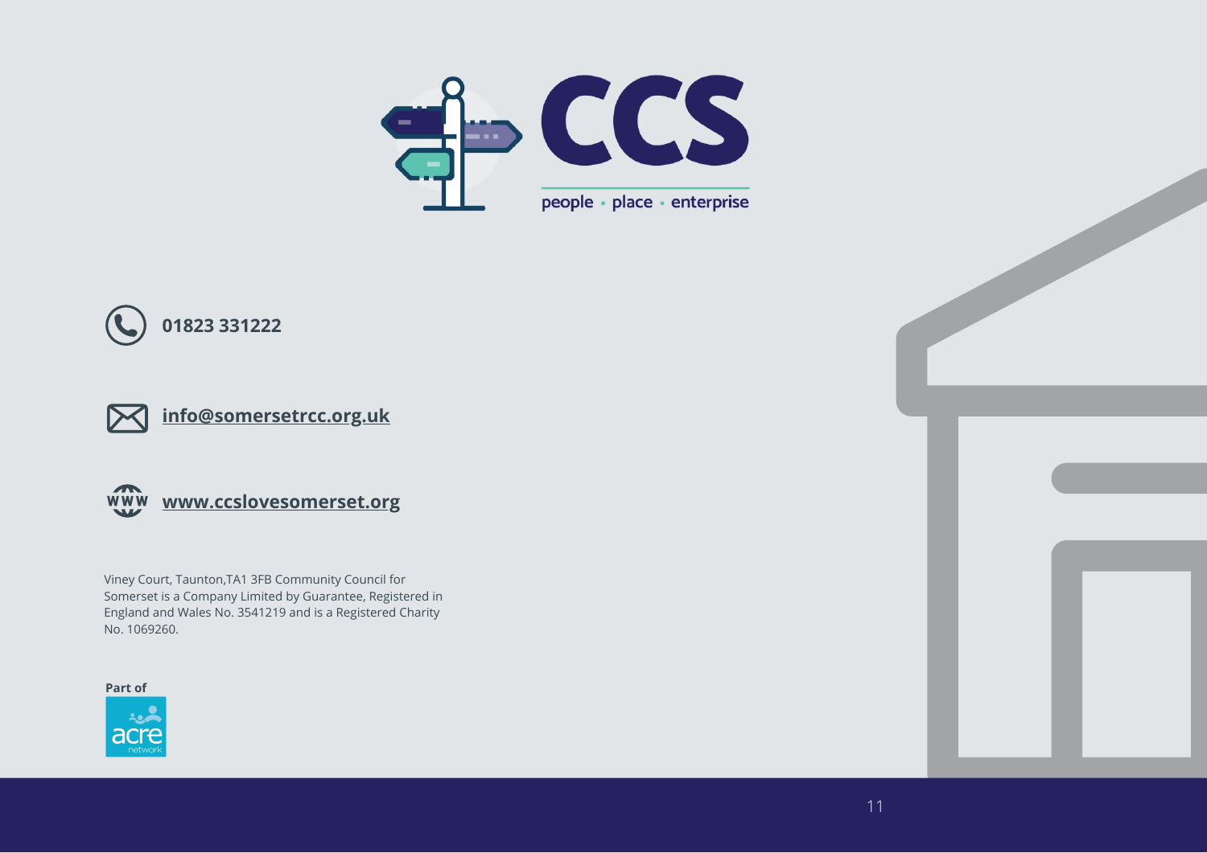CCS

people • place • enterprise

**01823 331222**

**info@somersetrcc.org.uk**

**www.ccslovesomerset.org**

Viney Court, Taunton,TA1 3FB Community Council for Somerset is a Company Limited by Guarantee, Registered in England and Wales No. 3541219 and is a Registered Charity No. 1069260.

**Part of**

acre network